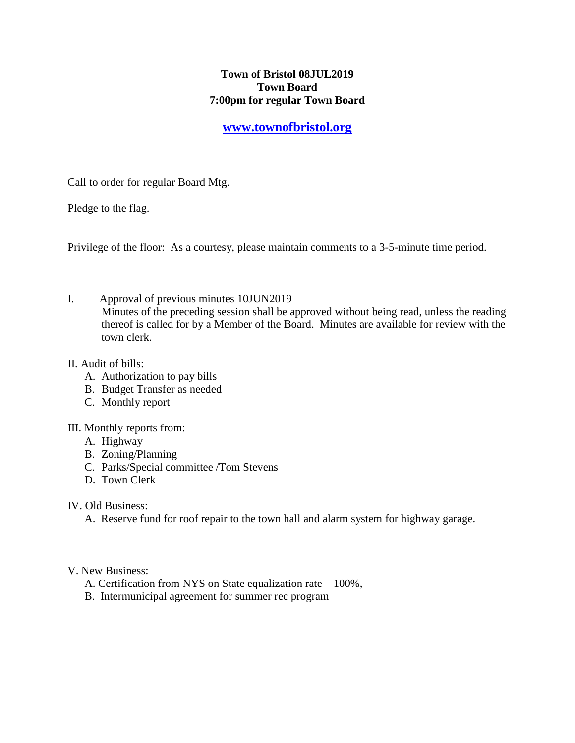**Town of Bristol 08JUL2019**
**Town Board**
**7:00pm for regular Town Board**

**[www.townofbristol.org](http://www.townofbristol.org)**

Call to order for regular Board Mtg.

Pledge to the flag.

Privilege of the floor: As a courtesy, please maintain comments to a 3-5-minute time period.

I. Approval of previous minutes 10JUN2019
   Minutes of the preceding session shall be approved without being read, unless the reading thereof is called for by a Member of the Board. Minutes are available for review with the town clerk.

II. Audit of bills:
   A. Authorization to pay bills
   B. Budget Transfer as needed
   C. Monthly report

III. Monthly reports from:
   A. Highway
   B. Zoning/Planning
   C. Parks/Special committee /Tom Stevens
   D. Town Clerk

IV. Old Business:
   A. Reserve fund for roof repair to the town hall and alarm system for highway garage.

V. New Business:
   A. Certification from NYS on State equalization rate – 100%,
   B. Intermunicipal agreement for summer rec program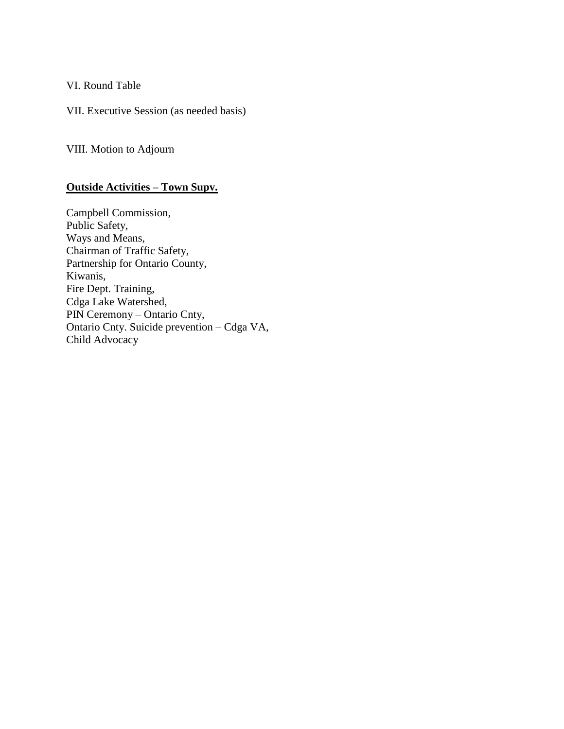VI. Round Table

VII. Executive Session (as needed basis)

VIII. Motion to Adjourn

**Outside Activities – Town Supv.**

Campbell Commission,
Public Safety,
Ways and Means,
Chairman of Traffic Safety,
Partnership for Ontario County,
Kiwanis,
Fire Dept. Training,
Cdga Lake Watershed,
PIN Ceremony – Ontario Cnty,
Ontario Cnty. Suicide prevention – Cdga VA,
Child Advocacy